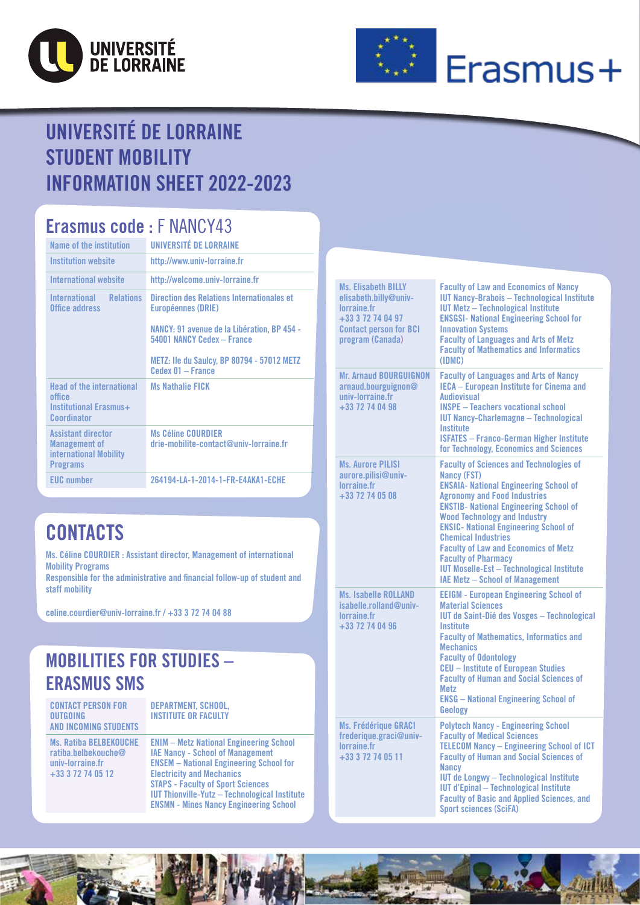# UNIVERSITÉ DE LORRAINE STUDENT MOBILITY INFORMATION SHEET 2022-2023

## Erasmus code : F NANCY43

| | |
|---|---|
| Name of the institution | UNIVERSITÉ DE LORRAINE |
| Institution website | http://www.univ-lorraine.fr |
| International website | http://welcome.univ-lorraine.fr |
| International Relations Office address | Direction des Relations Internationales et Européennes (DRIE)<br><br>NANCY: 91 avenue de la Libération, BP 454 - 54001 NANCY Cedex – France<br><br>METZ: Ile du Saulcy, BP 80794 - 57012 METZ Cedex 01 – France |
| Head of the international office<br>Institutional Erasmus+ Coordinator | Ms Nathalie FICK |
| Assistant director Management of international Mobility Programs | Ms Céline COURDIER<br>drie-mobilite-contact@univ-lorraine.fr |
| EUC number | 264194-LA-1-2014-1-FR-E4AKA1-ECHE |

## CONTACTS

Ms. Céline COURDIER : Assistant director, Management of international Mobility Programs
Responsible for the administrative and financial follow-up of student and staff mobility

celine.courdier@univ-lorraine.fr / +33 3 72 74 04 88

## MOBILITIES FOR STUDIES – ERASMUS SMS

| CONTACT PERSON FOR OUTGOING AND INCOMING STUDENTS | DEPARTMENT, SCHOOL, INSTITUTE OR FACULTY |
|---|---|
| Ms. Ratiba BELBEKOUCHE<br>ratiba.belbekouche@univ-lorraine.fr<br>+33 3 72 74 05 12 | ENIM – Metz National Engineering School<br>IAE Nancy - School of Management<br>ENSEM – National Engineering School for Electricity and Mechanics<br>STAPS - Faculty of Sport Sciences<br>IUT Thionville-Yutz – Technological Institute<br>ENSMN - Mines Nancy Engineering School |
| Ms. Elisabeth BILLY<br>elisabeth.billy@univ-lorraine.fr<br>+33 3 72 74 04 97<br>Contact person for BCI program (Canada) | Faculty of Law and Economics of Nancy<br>IUT Nancy-Brabois – Technological Institute<br>IUT Metz – Technological Institute<br>ENSGSI- National Engineering School for Innovation Systems<br>Faculty of Languages and Arts of Metz<br>Faculty of Mathematics and Informatics (IDMC) |
| Mr. Arnaud BOURGUIGNON<br>arnaud.bourguignon@univ-lorraine.fr<br>+33 72 74 04 98 | Faculty of Languages and Arts of Nancy<br>IECA – European Institute for Cinema and Audiovisual<br>INSPE – Teachers vocational school<br>IUT Nancy-Charlemagne – Technological Institute<br>ISFATES – Franco-German Higher Institute for Technology, Economics and Sciences |
| Ms. Aurore PILISI<br>aurore.pilisi@univ-lorraine.fr<br>+33 72 74 05 08 | Faculty of Sciences and Technologies of Nancy (FST)<br>ENSAIA- National Engineering School of Agronomy and Food Industries<br>ENSTIB- National Engineering School of Wood Technology and Industry<br>ENSIC- National Engineering School of Chemical Industries<br>Faculty of Law and Economics of Metz<br>Faculty of Pharmacy<br>IUT Moselle-Est – Technological Institute<br>IAE Metz – School of Management |
| Ms. Isabelle ROLLAND<br>isabelle.rolland@univ-lorraine.fr<br>+33 72 74 04 96 | EEIGM - European Engineering School of Material Sciences<br>IUT de Saint-Dié des Vosges – Technological Institute<br>Faculty of Mathematics, Informatics and Mechanics<br>Faculty of Odontology<br>CEU – Institute of European Studies<br>Faculty of Human and Social Sciences of Metz<br>ENSG – National Engineering School of Geology |
| Ms. Frédérique GRACI<br>frederique.graci@univ-lorraine.fr<br>+33 3 72 74 05 11 | Polytech Nancy - Engineering School<br>Faculty of Medical Sciences<br>TELECOM Nancy – Engineering School of ICT<br>Faculty of Human and Social Sciences of Nancy<br>IUT de Longwy – Technological Institute<br>IUT d'Epinal – Technological Institute<br>Faculty of Basic and Applied Sciences, and Sport sciences (SciFA) |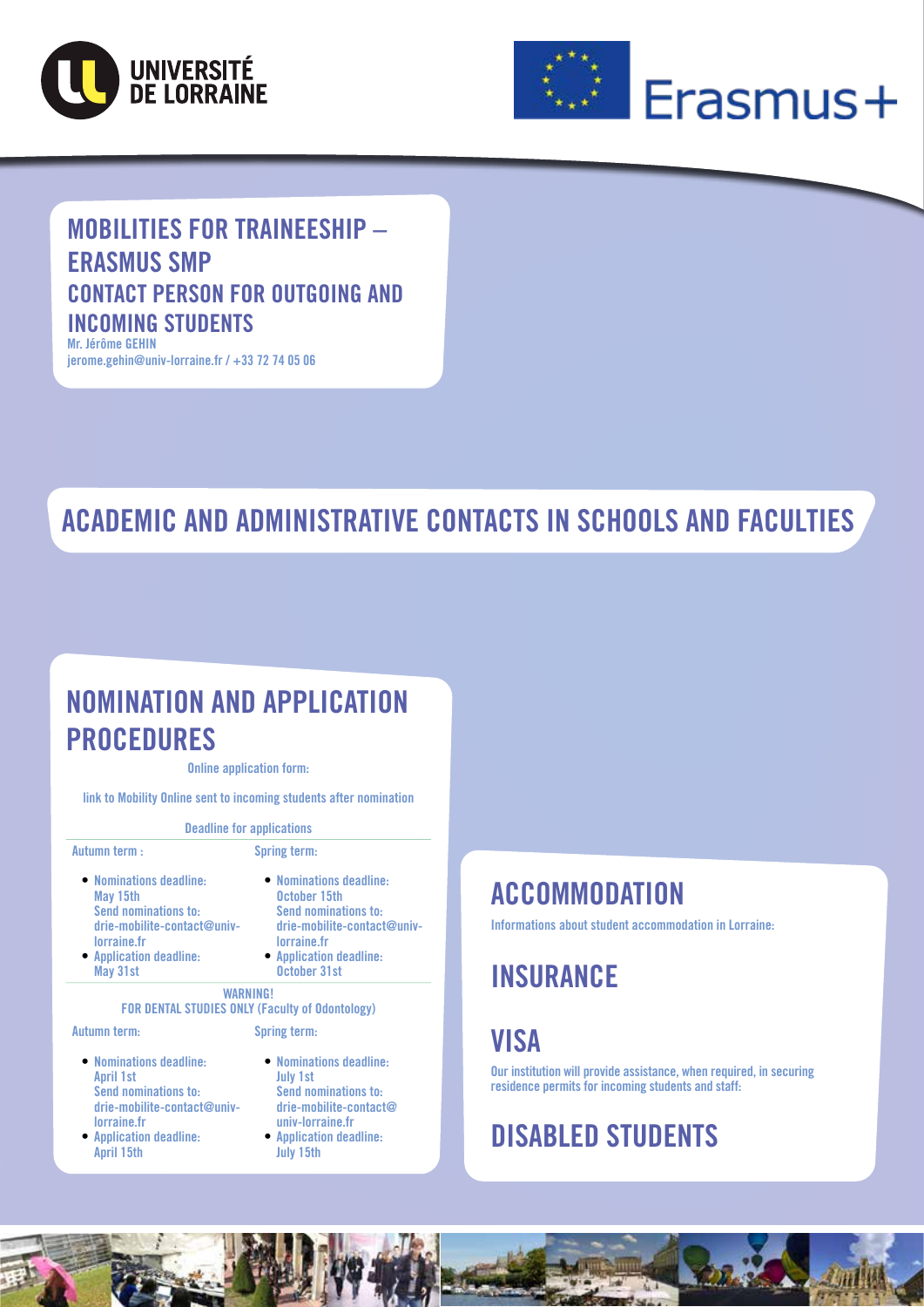UNIVERSITÉ DE LORRAINE

Erasmus+

## MOBILITIES FOR TRAINEESHIP – ERASMUS SMP

## CONTACT PERSON FOR OUTGOING AND INCOMING STUDENTS

Mr. Jérôme GEHIN
jerome.gehin@univ-lorraine.fr / +33 72 74 05 06

## ACADEMIC AND ADMINISTRATIVE CONTACTS IN SCHOOLS AND FACULTIES

## NOMINATION AND APPLICATION PROCEDURES

Online application form:

link to Mobility Online sent to incoming students after nomination

Deadline for applications

Autumn term :

- Nominations deadline: May 15th
  Send nominations to: drie-mobilite-contact@univ-lorraine.fr
- Application deadline: May 31st

Spring term:

- Nominations deadline: October 15th
  Send nominations to: drie-mobilite-contact@univ-lorraine.fr
- Application deadline: October 31st

WARNING!
FOR DENTAL STUDIES ONLY (Faculty of Odontology)

Autumn term:

- Nominations deadline: April 1st
  Send nominations to: drie-mobilite-contact@univ-lorraine.fr
- Application deadline: April 15th

Spring term:

- Nominations deadline: July 1st
  Send nominations to: drie-mobilite-contact@univ-lorraine.fr
- Application deadline: July 15th

## ACCOMMODATION

Informations about student accommodation in Lorraine:

## INSURANCE

## VISA

Our institution will provide assistance, when required, in securing residence permits for incoming students and staff:

## DISABLED STUDENTS